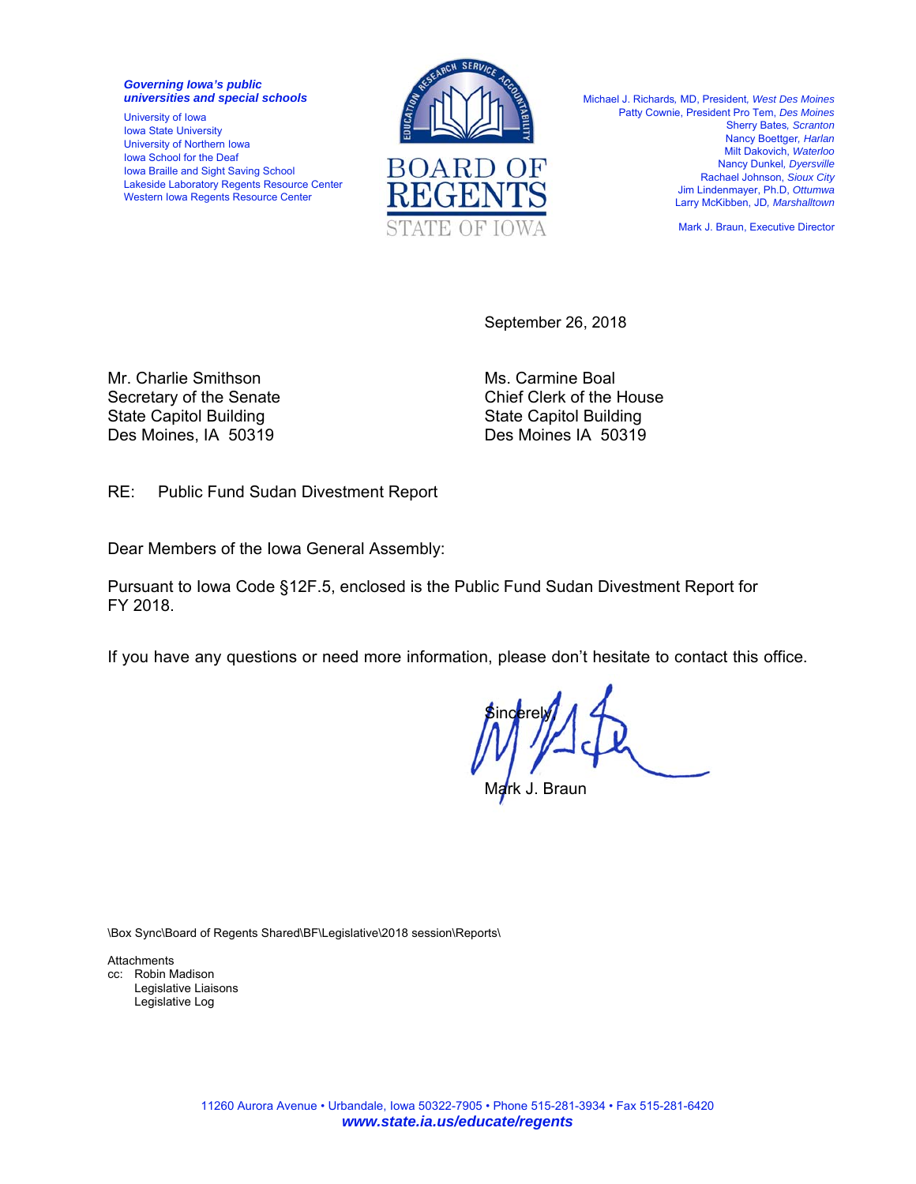***Governing Iowa's public universities and special schools***

University of Iowa
Iowa State University
University of Northern Iowa
Iowa School for the Deaf
Iowa Braille and Sight Saving School
Lakeside Laboratory Regents Resource Center
Western Iowa Regents Resource Center

BOARD OF REGENTS
STATE OF IOWA

Michael J. Richards, MD, President, *West Des Moines*
Patty Cownie, President Pro Tem, *Des Moines*
Sherry Bates, *Scranton*
Nancy Boettger, *Harlan*
Milt Dakovich, *Waterloo*
Nancy Dunkel, *Dyersville*
Rachael Johnson, *Sioux City*
Jim Lindenmayer, Ph.D, *Ottumwa*
Larry McKibben, JD, *Marshalltown*

Mark J. Braun, Executive Director

September 26, 2018

Mr. Charlie Smithson
Secretary of the Senate
State Capitol Building
Des Moines, IA 50319

Ms. Carmine Boal
Chief Clerk of the House
State Capitol Building
Des Moines IA 50319

RE: Public Fund Sudan Divestment Report

Dear Members of the Iowa General Assembly:

Pursuant to Iowa Code §12F.5, enclosed is the Public Fund Sudan Divestment Report for FY 2018.

If you have any questions or need more information, please don't hesitate to contact this office.

Sincerely,

Mark J. Braun

\Box Sync\Board of Regents Shared\BF\Legislative\2018 session\Reports\

Attachments
cc: Robin Madison
Legislative Liaisons
Legislative Log

11260 Aurora Avenue • Urbandale, Iowa 50322-7905 • Phone 515-281-3934 • Fax 515-281-6420
***www.state.ia.us/educate/regents***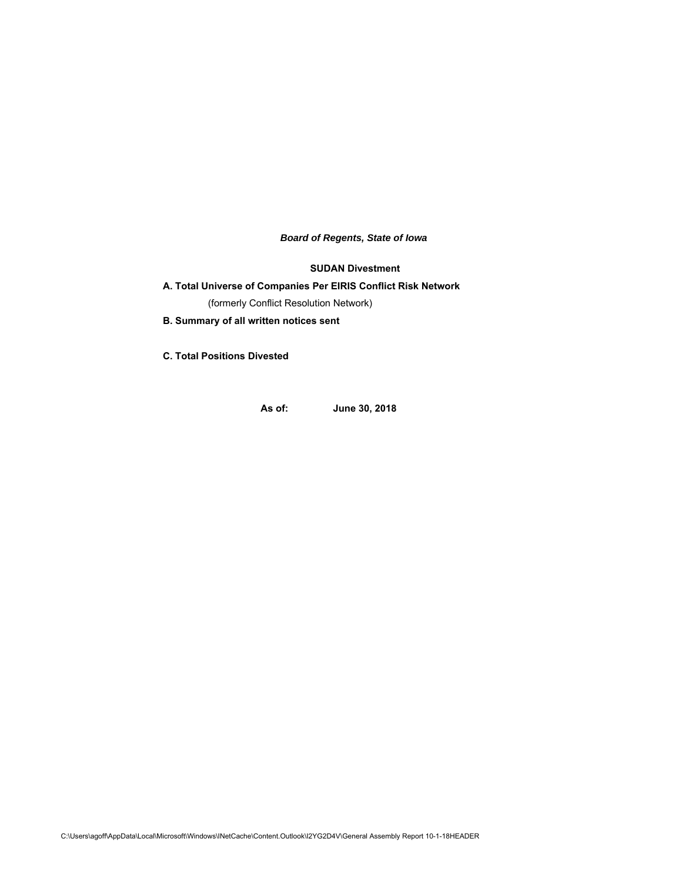***Board of Regents, State of Iowa***

**SUDAN Divestment**

**A. Total Universe of Companies Per EIRIS Conflict Risk Network**

(formerly Conflict Resolution Network)

**B. Summary of all written notices sent**

**C. Total Positions Divested**

**As of: June 30, 2018**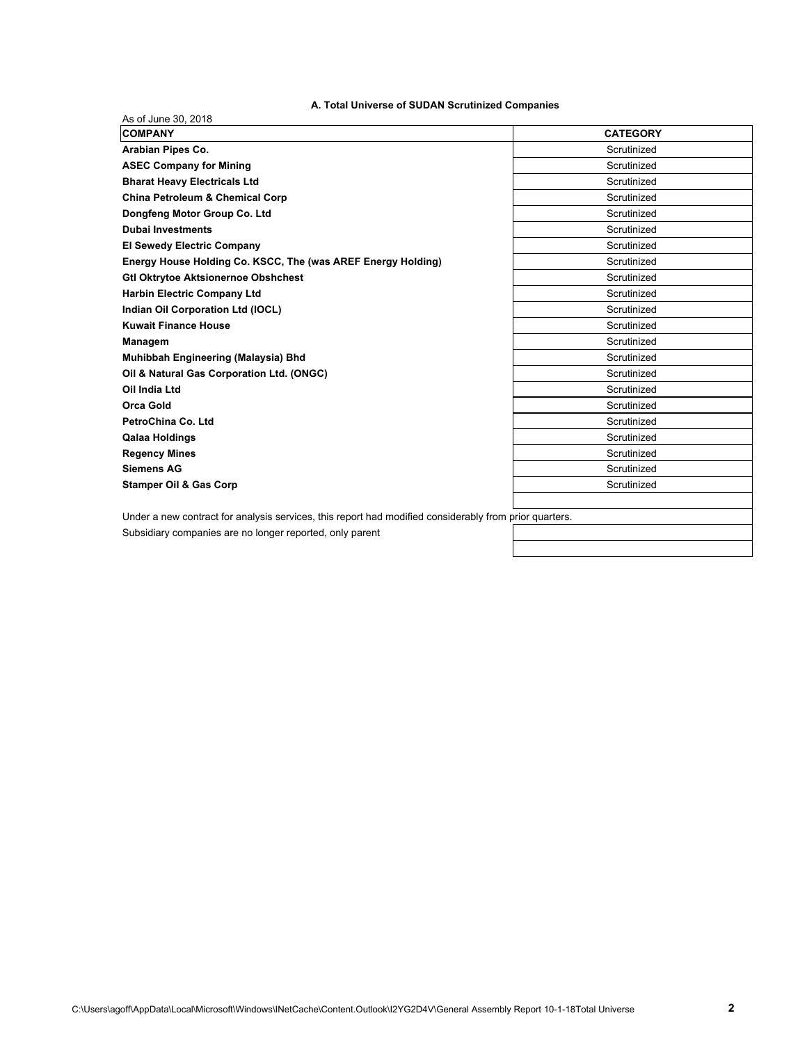### A. Total Universe of SUDAN Scrutinized Companies

As of June 30, 2018

| COMPANY | CATEGORY |
|---|---|
| **Arabian Pipes Co.** | Scrutinized |
| **ASEC Company for Mining** | Scrutinized |
| **Bharat Heavy Electricals Ltd** | Scrutinized |
| **China Petroleum & Chemical Corp** | Scrutinized |
| **Dongfeng Motor Group Co. Ltd** | Scrutinized |
| **Dubai Investments** | Scrutinized |
| **El Sewedy Electric Company** | Scrutinized |
| **Energy House Holding Co. KSCC, The (was AREF Energy Holding)** | Scrutinized |
| **Gtl Oktrytoe Aktsionernoe Obshchest** | Scrutinized |
| **Harbin Electric Company Ltd** | Scrutinized |
| **Indian Oil Corporation Ltd (IOCL)** | Scrutinized |
| **Kuwait Finance House** | Scrutinized |
| **Managem** | Scrutinized |
| **Muhibbah Engineering (Malaysia) Bhd** | Scrutinized |
| **Oil & Natural Gas Corporation Ltd. (ONGC)** | Scrutinized |
| **Oil India Ltd** | Scrutinized |
| **Orca Gold** | Scrutinized |
| **PetroChina Co. Ltd** | Scrutinized |
| **Qalaa Holdings** | Scrutinized |
| **Regency Mines** | Scrutinized |
| **Siemens AG** | Scrutinized |
| **Stamper Oil & Gas Corp** | Scrutinized |

Under a new contract for analysis services, this report had modified considerably from prior quarters.

Subsidiary companies are no longer reported, only parent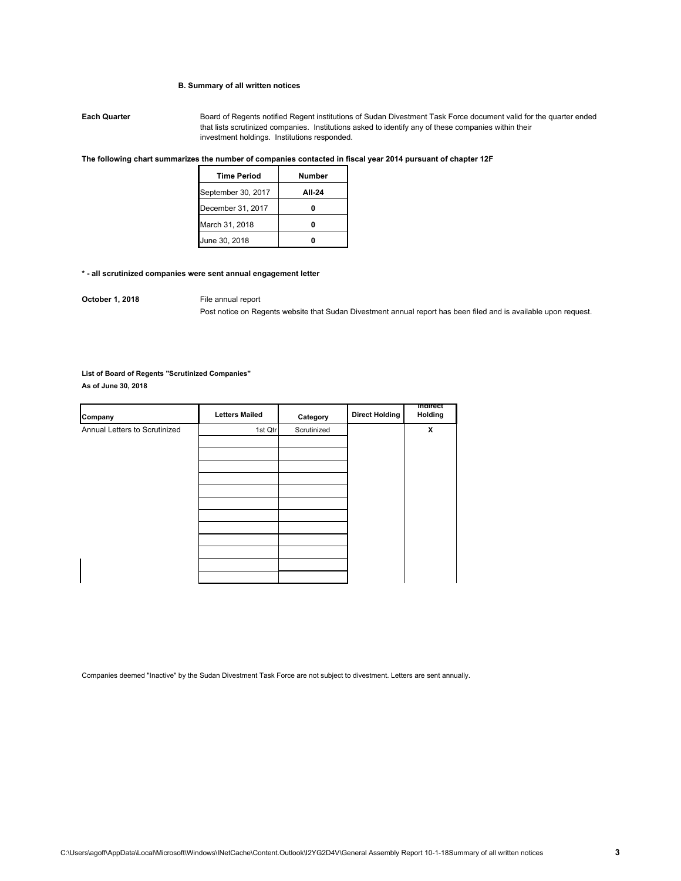### B. Summary of all written notices

**Each Quarter** Board of Regents notified Regent institutions of Sudan Divestment Task Force document valid for the quarter ended that lists scrutinized companies. Institutions asked to identify any of these companies within their investment holdings. Institutions responded.

**The following chart summarizes the number of companies contacted in fiscal year 2014 pursuant of chapter 12F**

| Time Period | Number |
|---|---|
| September 30, 2017 | **All-24** |
| December 31, 2017 | **0** |
| March 31, 2018 | **0** |
| June 30, 2018 | **0** |

**\* - all scrutinized companies were sent annual engagement letter**

**October 1, 2018** File annual report

Post notice on Regents website that Sudan Divestment annual report has been filed and is available upon request.

**List of Board of Regents "Scrutinized Companies"**
**As of June 30, 2018**

| Company | Letters Mailed | Category | Direct Holding | Indirect Holding |
|---|---|---|---|---|
| Annual Letters to Scrutinized | 1st Qtr | Scrutinized | | X |

Companies deemed "Inactive" by the Sudan Divestment Task Force are not subject to divestment. Letters are sent annually.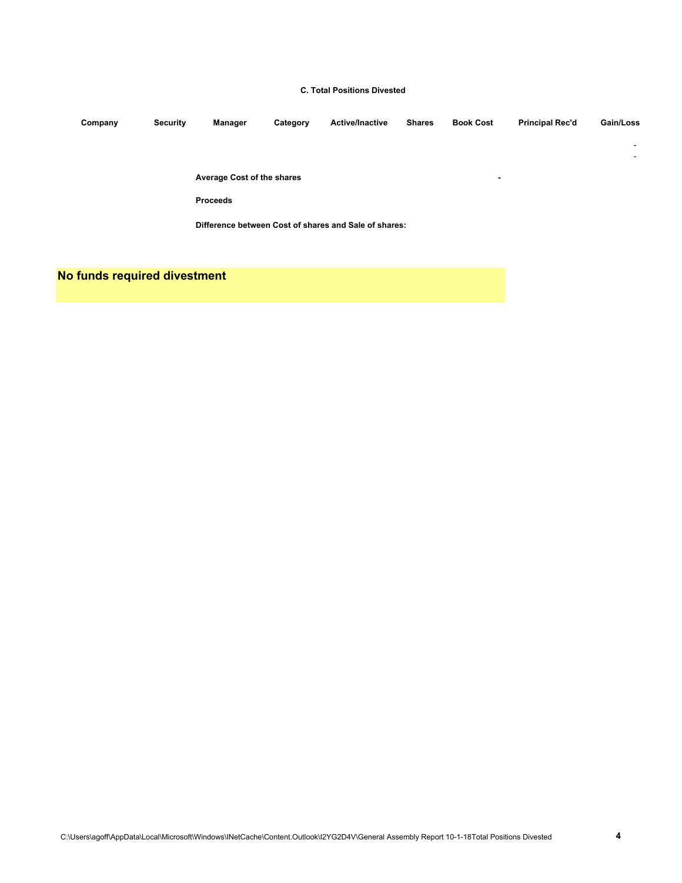### C. Total Positions Divested

| Company | Security | Manager | Category | Active/Inactive | Shares | Book Cost | Principal Rec'd | Gain/Loss |
|---|---|---|---|---|---|---|---|---|
| | | | | | | | | - |
| | | | | | | | | - |

**Average Cost of the shares** **-**

**Proceeds**

**Difference between Cost of shares and Sale of shares:**

**No funds required divestment**

C:\Users\agoff\AppData\Local\Microsoft\Windows\INetCache\Content.Outlook\I2YG2D4V\General Assembly Report 10-1-18Total Positions Divested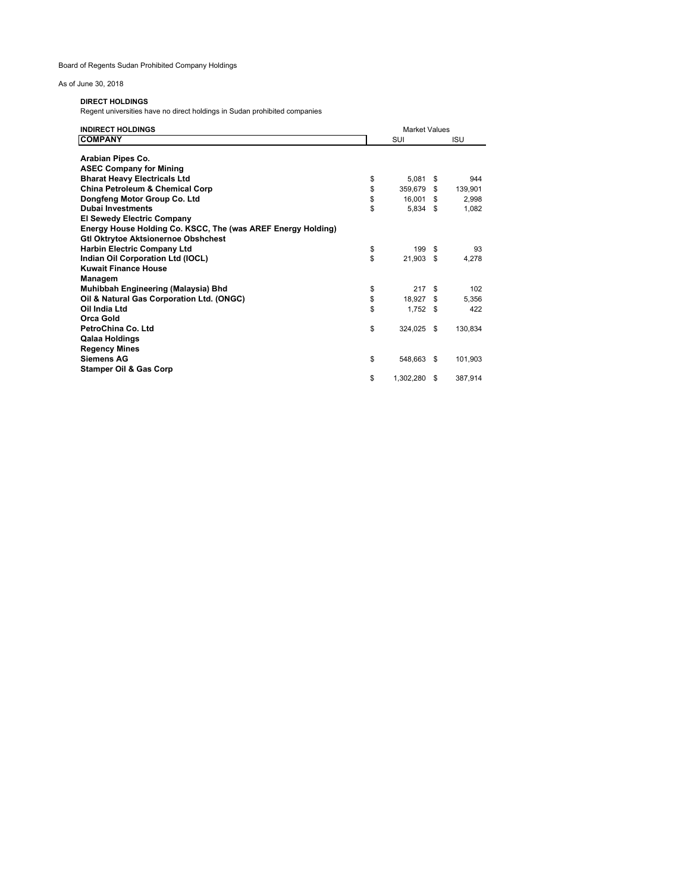Board of Regents Sudan Prohibited Company Holdings

As of June 30, 2018

**DIRECT HOLDINGS**

Regent universities have no direct holdings in Sudan prohibited companies

| INDIRECT HOLDINGS | Market Values | |
|---|---|---|
| **COMPANY** | SUI | ISU |
| **Arabian Pipes Co.** | | |
| **ASEC Company for Mining** | | |
| **Bharat Heavy Electricals Ltd** | $ 5,081 | $ 944 |
| **China Petroleum & Chemical Corp** | $ 359,679 | $ 139,901 |
| **Dongfeng Motor Group Co. Ltd** | $ 16,001 | $ 2,998 |
| **Dubai Investments** | $ 5,834 | $ 1,082 |
| **El Sewedy Electric Company** | | |
| **Energy House Holding Co. KSCC, The (was AREF Energy Holding)** | | |
| **Gtl Oktrytoe Aktsionernoe Obshchest** | | |
| **Harbin Electric Company Ltd** | $ 199 | $ 93 |
| **Indian Oil Corporation Ltd (IOCL)** | $ 21,903 | $ 4,278 |
| **Kuwait Finance House** | | |
| **Managem** | | |
| **Muhibbah Engineering (Malaysia) Bhd** | $ 217 | $ 102 |
| **Oil & Natural Gas Corporation Ltd. (ONGC)** | $ 18,927 | $ 5,356 |
| **Oil India Ltd** | $ 1,752 | $ 422 |
| **Orca Gold** | | |
| **PetroChina Co. Ltd** | $ 324,025 | $ 130,834 |
| **Qalaa Holdings** | | |
| **Regency Mines** | | |
| **Siemens AG** | $ 548,663 | $ 101,903 |
| **Stamper Oil & Gas Corp** | | |
| | $ 1,302,280 | $ 387,914 |